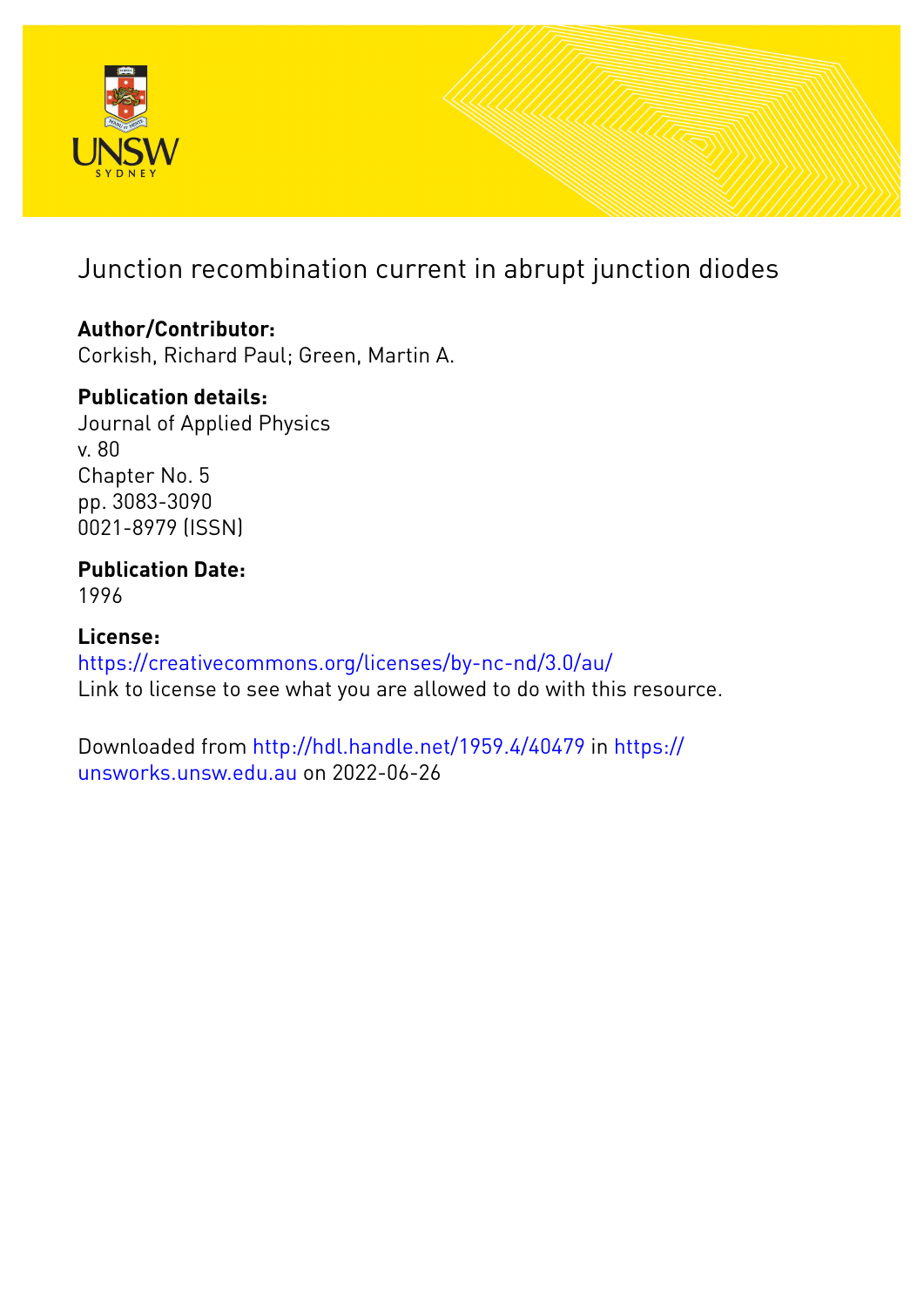# Junction recombination current in abrupt junction diodes

**Author/Contributor:**
Corkish, Richard Paul; Green, Martin A.

**Publication details:**
Journal of Applied Physics
v. 80
Chapter No. 5
pp. 3083-3090
0021-8979 (ISSN)

**Publication Date:**
1996

**License:**
https://creativecommons.org/licenses/by-nc-nd/3.0/au/
Link to license to see what you are allowed to do with this resource.

Downloaded from http://hdl.handle.net/1959.4/40479 in https://unsworks.unsw.edu.au on 2022-06-26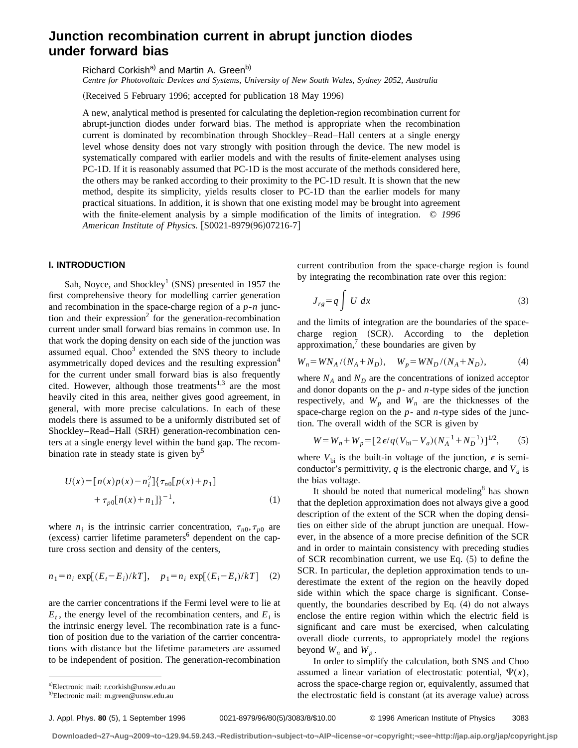# Junction recombination current in abrupt junction diodes under forward bias

Richard Corkish[a] and Martin A. Green[b]

*Centre for Photovoltaic Devices and Systems, University of New South Wales, Sydney 2052, Australia*

(Received 5 February 1996; accepted for publication 18 May 1996)

A new, analytical method is presented for calculating the depletion-region recombination current for abrupt-junction diodes under forward bias. The method is appropriate when the recombination current is dominated by recombination through Shockley–Read–Hall centers at a single energy level whose density does not vary strongly with position through the device. The new model is systematically compared with earlier models and with the results of finite-element analyses using PC-1D. If it is reasonably assumed that PC-1D is the most accurate of the methods considered here, the others may be ranked according to their proximity to the PC-1D result. It is shown that the new method, despite its simplicity, yields results closer to PC-1D than the earlier models for many practical situations. In addition, it is shown that one existing model may be brought into agreement with the finite-element analysis by a simple modification of the limits of integration. © *1996 American Institute of Physics.* [S0021-8979(96)07216-7]

## I. INTRODUCTION

Sah, Noyce, and Shockley[1] (SNS) presented in 1957 the first comprehensive theory for modelling carrier generation and recombination in the space-charge region of a $p$-$n$ junction and their expression[2] for the generation-recombination current under small forward bias remains in common use. In that work the doping density on each side of the junction was assumed equal. Choo[3] extended the SNS theory to include asymmetrically doped devices and the resulting expression[4] for the current under small forward bias is also frequently cited. However, although those treatments[1,3] are the most heavily cited in this area, neither gives good agreement, in general, with more precise calculations. In each of these models there is assumed to be a uniformly distributed set of Shockley–Read–Hall (SRH) generation-recombination centers at a single energy level within the band gap. The recombination rate in steady state is given by[5]

$$U(x)=[n(x)p(x)-n_i^2]\{\tau_{n0}[p(x)+p_1] + \tau_{p0}[n(x)+n_1]\}^{-1}, \tag{1}$$

where $n_i$ is the intrinsic carrier concentration, $\tau_{n0},\tau_{p0}$ are (excess) carrier lifetime parameters[6] dependent on the capture cross section and density of the centers,

$$n_1=n_i \exp[(E_t-E_i)/kT], \quad p_1=n_i \exp[(E_i-E_t)/kT] \tag{2}$$

are the carrier concentrations if the Fermi level were to lie at $E_t$, the energy level of the recombination centers, and $E_i$ is the intrinsic energy level. The recombination rate is a function of position due to the variation of the carrier concentrations with distance but the lifetime parameters are assumed to be independent of position. The generation-recombination current contribution from the space-charge region is found by integrating the recombination rate over this region:

$$J_{rg}=q\int U\, dx \tag{3}$$

and the limits of integration are the boundaries of the space-charge region (SCR). According to the depletion approximation,[7] these boundaries are given by

$$W_n=WN_A/(N_A+N_D), \quad W_p=WN_D/(N_A+N_D), \tag{4}$$

where $N_A$ and $N_D$ are the concentrations of ionized acceptor and donor dopants on the $p$- and $n$-type sides of the junction respectively, and $W_p$ and $W_n$ are the thicknesses of the space-charge region on the $p$- and $n$-type sides of the junction. The overall width of the SCR is given by

$$W=W_n+W_p=[2\epsilon/q(V_{\rm bi}-V_a)(N_A^{-1}+N_D^{-1})]^{1/2}, \tag{5}$$

where $V_{\rm bi}$ is the built-in voltage of the junction, $\epsilon$ is semiconductor's permittivity, $q$ is the electronic charge, and $V_a$ is the bias voltage.

It should be noted that numerical modeling[8] has shown that the depletion approximation does not always give a good description of the extent of the SCR when the doping densities on either side of the abrupt junction are unequal. However, in the absence of a more precise definition of the SCR and in order to maintain consistency with preceding studies of SCR recombination current, we use Eq. (5) to define the SCR. In particular, the depletion approximation tends to underestimate the extent of the region on the heavily doped side within which the space charge is significant. Consequently, the boundaries described by Eq. (4) do not always enclose the entire region within which the electric field is significant and care must be exercised, when calculating overall diode currents, to appropriately model the regions beyond $W_n$ and $W_p$.

In order to simplify the calculation, both SNS and Choo assumed a linear variation of electrostatic potential, $\Psi(x)$, across the space-charge region or, equivalently, assumed that the electrostatic field is constant (at its average value) across

---

[a]Electronic mail: r.corkish@unsw.edu.au

[b]Electronic mail: m.green@unsw.edu.au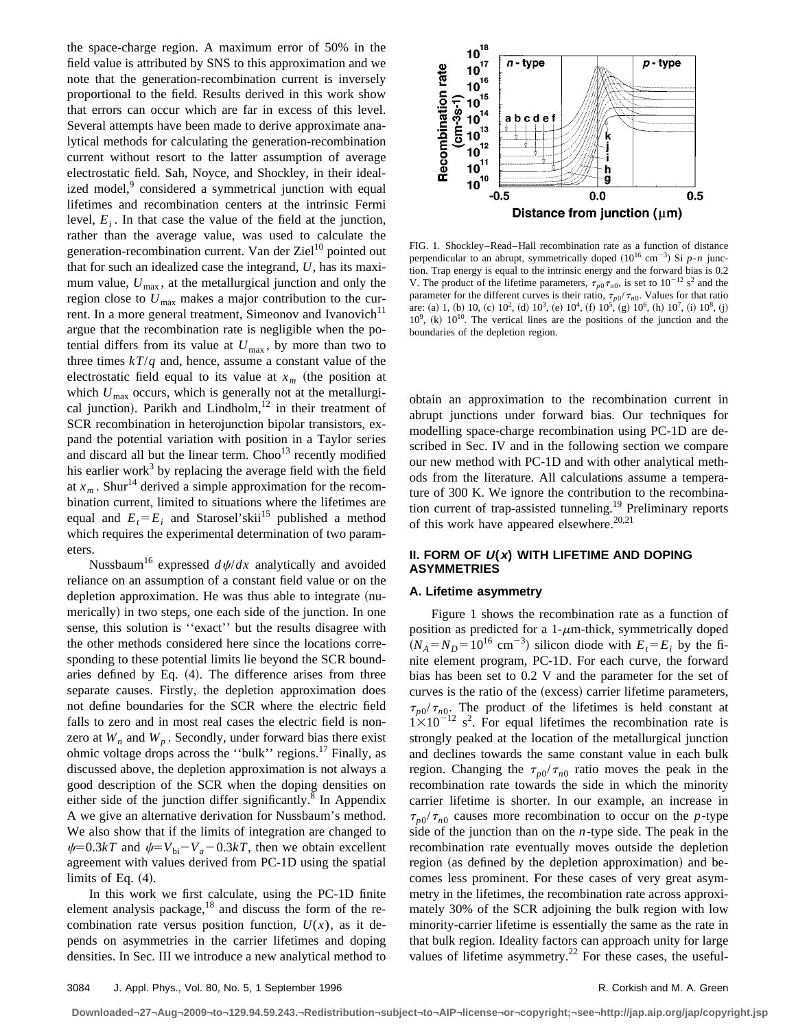the space-charge region. A maximum error of 50% in the field value is attributed by SNS to this approximation and we note that the generation-recombination current is inversely proportional to the field. Results derived in this work show that errors can occur which are far in excess of this level. Several attempts have been made to derive approximate analytical methods for calculating the generation-recombination current without resort to the latter assumption of average electrostatic field. Sah, Noyce, and Shockley, in their idealized model,[9] considered a symmetrical junction with equal lifetimes and recombination centers at the intrinsic Fermi level, $E_i$. In that case the value of the field at the junction, rather than the average value, was used to calculate the generation-recombination current. Van der Ziel[10] pointed out that for such an idealized case the integrand, $U$, has its maximum value, $U_{\max}$, at the metallurgical junction and only the region close to $U_{\max}$ makes a major contribution to the current. In a more general treatment, Simeonov and Ivanovich[11] argue that the recombination rate is negligible when the potential differs from its value at $U_{\max}$, by more than two to three times $kT/q$ and, hence, assume a constant value of the electrostatic field equal to its value at $x_m$ (the position at which $U_{\max}$ occurs, which is generally not at the metallurgical junction). Parikh and Lindholm,[12] in their treatment of SCR recombination in heterojunction bipolar transistors, expand the potential variation with position in a Taylor series and discard all but the linear term. Choo[13] recently modified his earlier work[3] by replacing the average field with the field at $x_m$. Shur[14] derived a simple approximation for the recombination current, limited to situations where the lifetimes are equal and $E_t = E_i$ and Starosel'skii[15] published a method which requires the experimental determination of two parameters.

Nussbaum[16] expressed $d\psi/dx$ analytically and avoided reliance on an assumption of a constant field value or on the depletion approximation. He was thus able to integrate (numerically) in two steps, one each side of the junction. In one sense, this solution is ''exact'' but the results disagree with the other methods considered here since the locations corresponding to these potential limits lie beyond the SCR boundaries defined by Eq. (4). The difference arises from three separate causes. Firstly, the depletion approximation does not define boundaries for the SCR where the electric field falls to zero and in most real cases the electric field is nonzero at $W_n$ and $W_p$. Secondly, under forward bias there exist ohmic voltage drops across the ''bulk'' regions.[17] Finally, as discussed above, the depletion approximation is not always a good description of the SCR when the doping densities on either side of the junction differ significantly.[8] In Appendix A we give an alternative derivation for Nussbaum's method. We also show that if the limits of integration are changed to $\psi = 0.3kT$ and $\psi = V_{\rm bi} - V_a - 0.3kT$, then we obtain excellent agreement with values derived from PC-1D using the spatial limits of Eq. (4).

In this work we first calculate, using the PC-1D finite element analysis package,[18] and discuss the form of the recombination rate versus position function, $U(x)$, as it depends on asymmetries in the carrier lifetimes and doping densities. In Sec. III we introduce a new analytical method to obtain an approximation to the recombination current in abrupt junctions under forward bias. Our techniques for modelling space-charge recombination using PC-1D are described in Sec. IV and in the following section we compare our new method with PC-1D and with other analytical methods from the literature. All calculations assume a temperature of 300 K. We ignore the contribution to the recombination current of trap-assisted tunneling.[19] Preliminary reports of this work have appeared elsewhere.[20,21]

Recombination rate (cm-3s-1)
10^18 10^17 10^16 10^15 10^14 10^13 10^12 10^11 10^10
n - type
p - type
a b c d e f
k j i h g
-0.5 0.0 0.5
Distance from junction (μm)

FIG. 1. Shockley–Read–Hall recombination rate as a function of distance perpendicular to an abrupt, symmetrically doped ($10^{16}$ cm$^{-3}$) Si $p$-$n$ junction. Trap energy is equal to the intrinsic energy and the forward bias is 0.2 V. The product of the lifetime parameters, $\tau_{p0}\tau_{n0}$, is set to $10^{-12}$ s$^2$ and the parameter for the different curves is their ratio, $\tau_{p0}/\tau_{n0}$. Values for that ratio are: (a) 1, (b) 10, (c) $10^2$, (d) $10^3$, (e) $10^4$, (f) $10^5$, (g) $10^6$, (h) $10^7$, (i) $10^8$, (j) $10^9$, (k) $10^{10}$. The vertical lines are the positions of the junction and the boundaries of the depletion region.

## II. FORM OF $U(x)$ WITH LIFETIME AND DOPING ASYMMETRIES

### A. Lifetime asymmetry

Figure 1 shows the recombination rate as a function of position as predicted for a 1-$\mu$m-thick, symmetrically doped ($N_A = N_D = 10^{16}$ cm$^{-3}$) silicon diode with $E_t = E_i$ by the finite element program, PC-1D. For each curve, the forward bias has been set to 0.2 V and the parameter for the set of curves is the ratio of the (excess) carrier lifetime parameters, $\tau_{p0}/\tau_{n0}$. The product of the lifetimes is held constant at $1 \times 10^{-12}$ s$^2$. For equal lifetimes the recombination rate is strongly peaked at the location of the metallurgical junction and declines towards the same constant value in each bulk region. Changing the $\tau_{p0}/\tau_{n0}$ ratio moves the peak in the recombination rate towards the side in which the minority carrier lifetime is shorter. In our example, an increase in $\tau_{p0}/\tau_{n0}$ causes more recombination to occur on the $p$-type side of the junction than on the $n$-type side. The peak in the recombination rate eventually moves outside the depletion region (as defined by the depletion approximation) and becomes less prominent. For these cases of very great asymmetry in the lifetimes, the recombination rate across approximately 30% of the SCR adjoining the bulk region with low minority-carrier lifetime is essentially the same as the rate in that bulk region. Ideality factors can approach unity for large values of lifetime asymmetry.[22] For these cases, the useful-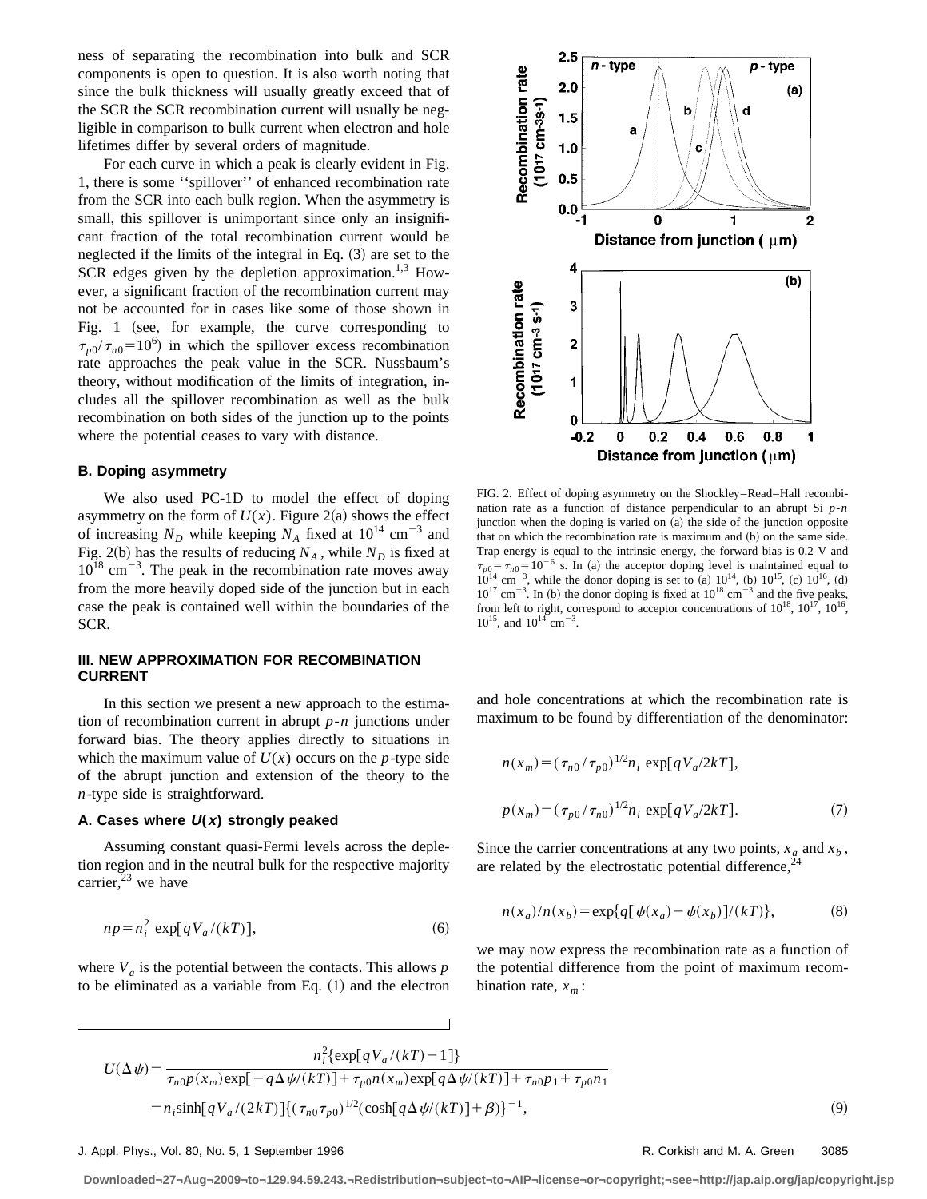ness of separating the recombination into bulk and SCR components is open to question. It is also worth noting that since the bulk thickness will usually greatly exceed that of the SCR the SCR recombination current will usually be negligible in comparison to bulk current when electron and hole lifetimes differ by several orders of magnitude.

For each curve in which a peak is clearly evident in Fig. 1, there is some ''spillover'' of enhanced recombination rate from the SCR into each bulk region. When the asymmetry is small, this spillover is unimportant since only an insignificant fraction of the total recombination current would be neglected if the limits of the integral in Eq. (3) are set to the SCR edges given by the depletion approximation.[1,3] However, a significant fraction of the recombination current may not be accounted for in cases like some of those shown in Fig. 1 (see, for example, the curve corresponding to $\tau_{p0}/\tau_{n0}=10^6$) in which the spillover excess recombination rate approaches the peak value in the SCR. Nussbaum's theory, without modification of the limits of integration, includes all the spillover recombination as well as the bulk recombination on both sides of the junction up to the points where the potential ceases to vary with distance.

### B. Doping asymmetry

We also used PC-1D to model the effect of doping asymmetry on the form of $U(x)$. Figure 2(a) shows the effect of increasing $N_D$ while keeping $N_A$ fixed at $10^{14}$ cm$^{-3}$ and Fig. 2(b) has the results of reducing $N_A$, while $N_D$ is fixed at $10^{18}$ cm$^{-3}$. The peak in the recombination rate moves away from the more heavily doped side of the junction but in each case the peak is contained well within the boundaries of the SCR.

n - type
p - type
(a)
Recombination rate ($10^{17}$ cm$^{-3}$s$^{-1}$)
2.5
2.0
1.5
1.0
0.5
0.0
a
b
c
d
-1
0
1
2
Distance from junction ( μm)

(b)
Recombination rate ($10^{17}$ cm$^{-3}$ s$^{-1}$)
4
3
2
1
0
-0.2
0
0.2
0.4
0.6
0.8
1
Distance from junction (μm)

FIG. 2. Effect of doping asymmetry on the Shockley–Read–Hall recombination rate as a function of distance perpendicular to an abrupt Si $p$-$n$ junction when the doping is varied on (a) the side of the junction opposite that on which the recombination rate is maximum and (b) on the same side. Trap energy is equal to the intrinsic energy, the forward bias is 0.2 V and $\tau_{p0}=\tau_{n0}=10^{-6}$ s. In (a) the acceptor doping level is maintained equal to $10^{14}$ cm$^{-3}$, while the donor doping is set to (a) $10^{14}$, (b) $10^{15}$, (c) $10^{16}$, (d) $10^{17}$ cm$^{-3}$. In (b) the donor doping is fixed at $10^{18}$ cm$^{-3}$ and the five peaks, from left to right, correspond to acceptor concentrations of $10^{18}$, $10^{17}$, $10^{16}$, $10^{15}$, and $10^{14}$ cm$^{-3}$.

## III. NEW APPROXIMATION FOR RECOMBINATION CURRENT

In this section we present a new approach to the estimation of recombination current in abrupt $p$-$n$ junctions under forward bias. The theory applies directly to situations in which the maximum value of $U(x)$ occurs on the $p$-type side of the abrupt junction and extension of the theory to the $n$-type side is straightforward.

### A. Cases where $U(x)$ strongly peaked

Assuming constant quasi-Fermi levels across the depletion region and in the neutral bulk for the respective majority carrier,[23] we have

$$np=n_i^2 \exp[qV_a/(kT)], \tag{6}$$

where $V_a$ is the potential between the contacts. This allows $p$ to be eliminated as a variable from Eq. (1) and the electron and hole concentrations at which the recombination rate is maximum to be found by differentiation of the denominator:

$$n(x_m)=(\tau_{n0}/\tau_{p0})^{1/2}n_i \exp[qV_a/2kT],$$

$$p(x_m)=(\tau_{p0}/\tau_{n0})^{1/2}n_i \exp[qV_a/2kT]. \tag{7}$$

Since the carrier concentrations at any two points, $x_a$ and $x_b$, are related by the electrostatic potential difference,[24]

$$n(x_a)/n(x_b)=\exp\{q[\psi(x_a)-\psi(x_b)]/(kT)\}, \tag{8}$$

we may now express the recombination rate as a function of the potential difference from the point of maximum recombination rate, $x_m$:

$$\begin{aligned} U(\Delta\psi) &= \frac{n_i^2\{\exp[qV_a/(kT)-1]\}}{\tau_{n0}p(x_m)\exp[-q\Delta\psi/(kT)]+\tau_{p0}n(x_m)\exp[q\Delta\psi/(kT)]+\tau_{n0}p_1+\tau_{p0}n_1} \\ &= n_i\sinh[qV_a/(2kT)]\{(\tau_{n0}\tau_{p0})^{1/2}(\cosh[q\Delta\psi/(kT)]+\beta)\}^{-1}, \end{aligned} \tag{9}$$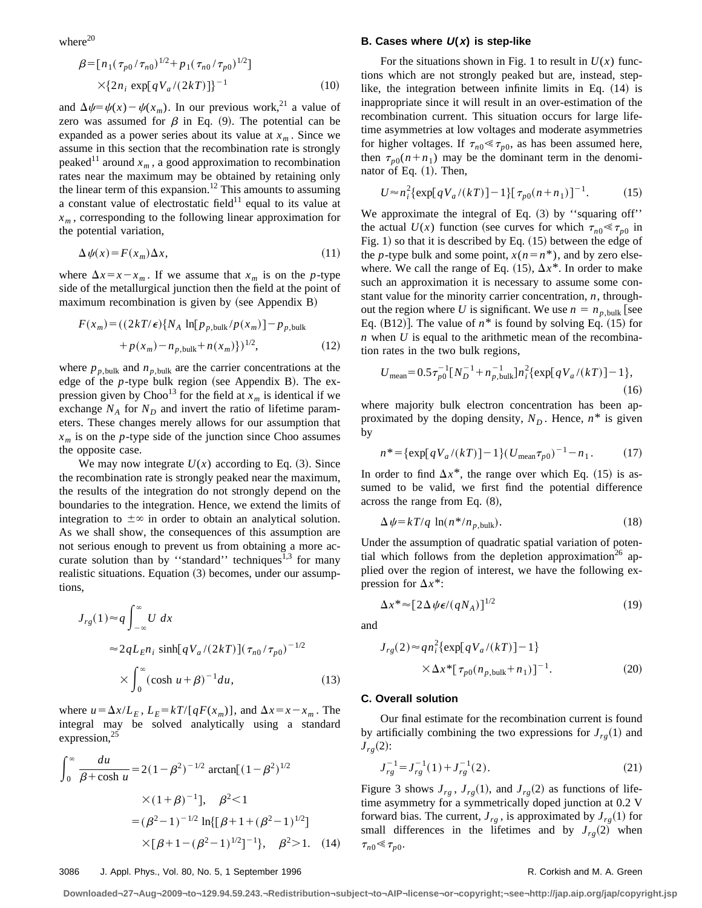where[20]

$$\beta=[n_1(\tau_{p0}/\tau_{n0})^{1/2}+p_1(\tau_{n0}/\tau_{p0})^{1/2}]\times\{2n_i\exp[qV_a/(2kT)]\}^{-1} \tag{10}$$

and $\Delta\psi=\psi(x)-\psi(x_m)$. In our previous work,[21] a value of zero was assumed for $\beta$ in Eq. (9). The potential can be expanded as a power series about its value at $x_m$. Since we assume in this section that the recombination rate is strongly peaked[11] around $x_m$, a good approximation to recombination rates near the maximum may be obtained by retaining only the linear term of this expansion.[12] This amounts to assuming a constant value of electrostatic field[11] equal to its value at $x_m$, corresponding to the following linear approximation for the potential variation,

$$\Delta\psi(x)=F(x_m)\Delta x, \tag{11}$$

where $\Delta x=x-x_m$. If we assume that $x_m$ is on the $p$-type side of the metallurgical junction then the field at the point of maximum recombination is given by (see Appendix B)

$$F(x_m)=((2kT/\epsilon)\{N_A\ln[p_{p,\text{bulk}}/p(x_m)]-p_{p,\text{bulk}}+p(x_m)-n_{p,\text{bulk}}+n(x_m)\})^{1/2}, \tag{12}$$

where $p_{p,\text{bulk}}$ and $n_{p,\text{bulk}}$ are the carrier concentrations at the edge of the $p$-type bulk region (see Appendix B). The expression given by Choo[13] for the field at $x_m$ is identical if we exchange $N_A$ for $N_D$ and invert the ratio of lifetime parameters. These changes merely allows for our assumption that $x_m$ is on the $p$-type side of the junction since Choo assumes the opposite case.

We may now integrate $U(x)$ according to Eq. (3). Since the recombination rate is strongly peaked near the maximum, the results of the integration do not strongly depend on the boundaries to the integration. Hence, we extend the limits of integration to $\pm\infty$ in order to obtain an analytical solution. As we shall show, the consequences of this assumption are not serious enough to prevent us from obtaining a more accurate solution than by ''standard'' techniques[1,3] for many realistic situations. Equation (3) becomes, under our assumptions,

$$J_{rg}(1)\approx q\int_{-\infty}^{\infty}U\,dx \approx 2qL_En_i\sinh[qV_a/(2kT)](\tau_{n0}/\tau_{p0})^{-1/2}\times\int_0^{\infty}(\cosh u+\beta)^{-1}du, \tag{13}$$

where $u=\Delta x/L_E$, $L_E=kT/[qF(x_m)]$, and $\Delta x=x-x_m$. The integral may be solved analytically using a standard expression,[25]

$$\int_0^{\infty}\frac{du}{\beta+\cosh u}=2(1-\beta^2)^{-1/2}\arctan[(1-\beta^2)^{1/2}\times(1+\beta)^{-1}],\quad \beta^2<1$$
$$=(\beta^2-1)^{-1/2}\ln\{[\beta+1+(\beta^2-1)^{1/2}]\times[\beta+1-(\beta^2-1)^{1/2}]^{-1}\},\quad \beta^2>1. \tag{14}$$

### B. Cases where $U(x)$ is step-like

For the situations shown in Fig. 1 to result in $U(x)$ functions which are not strongly peaked but are, instead, step-like, the integration between infinite limits in Eq. (14) is inappropriate since it will result in an over-estimation of the recombination current. This situation occurs for large lifetime asymmetries at low voltages and moderate asymmetries for higher voltages. If $\tau_{n0}\ll\tau_{p0}$, as has been assumed here, then $\tau_{p0}(n+n_1)$ may be the dominant term in the denominator of Eq. (1). Then,

$$U\approx n_i^2\{\exp[qV_a/(kT)]-1\}[\tau_{p0}(n+n_1)]^{-1}. \tag{15}$$

We approximate the integral of Eq. (3) by ''squaring off'' the actual $U(x)$ function (see curves for which $\tau_{n0}\ll\tau_{p0}$ in Fig. 1) so that it is described by Eq. (15) between the edge of the $p$-type bulk and some point, $x(n=n^*)$, and by zero elsewhere. We call the range of Eq. (15), $\Delta x^*$. In order to make such an approximation it is necessary to assume some constant value for the minority carrier concentration, $n$, throughout the region where $U$ is significant. We use $n=n_{p,\text{bulk}}$ [see Eq. (B12)]. The value of $n^*$ is found by solving Eq. (15) for $n$ when $U$ is equal to the arithmetic mean of the recombination rates in the two bulk regions,

$$U_{\text{mean}}=0.5\tau_{p0}^{-1}[N_D^{-1}+n_{p,\text{bulk}}^{-1}]n_i^2\{\exp[qV_a/(kT)]-1\}, \tag{16}$$

where majority bulk electron concentration has been approximated by the doping density, $N_D$. Hence, $n^*$ is given by

$$n^*=\{\exp[qV_a/(kT)]-1\}(U_{\text{mean}}\tau_{p0})^{-1}-n_1. \tag{17}$$

In order to find $\Delta x^*$, the range over which Eq. (15) is assumed to be valid, we first find the potential difference across the range from Eq. (8),

$$\Delta\psi=kT/q\,\ln(n^*/n_{p,\text{bulk}}). \tag{18}$$

Under the assumption of quadratic spatial variation of potential which follows from the depletion approximation[26] applied over the region of interest, we have the following expression for $\Delta x^*$:

$$\Delta x^*\approx[2\Delta\psi\epsilon/(qN_A)]^{1/2} \tag{19}$$

and

$$J_{rg}(2)\approx qn_i^2\{\exp[qV_a/(kT)]-1\}\times\Delta x^*[\tau_{p0}(n_{p,\text{bulk}}+n_1)]^{-1}. \tag{20}$$

### C. Overall solution

Our final estimate for the recombination current is found by artificially combining the two expressions for $J_{rg}(1)$ and $J_{rg}(2)$:

$$J_{rg}^{-1}=J_{rg}^{-1}(1)+J_{rg}^{-1}(2). \tag{21}$$

Figure 3 shows $J_{rg}$, $J_{rg}(1)$, and $J_{rg}(2)$ as functions of lifetime asymmetry for a symmetrically doped junction at 0.2 V forward bias. The current, $J_{rg}$, is approximated by $J_{rg}(1)$ for small differences in the lifetimes and by $J_{rg}(2)$ when $\tau_{n0}\ll\tau_{p0}$.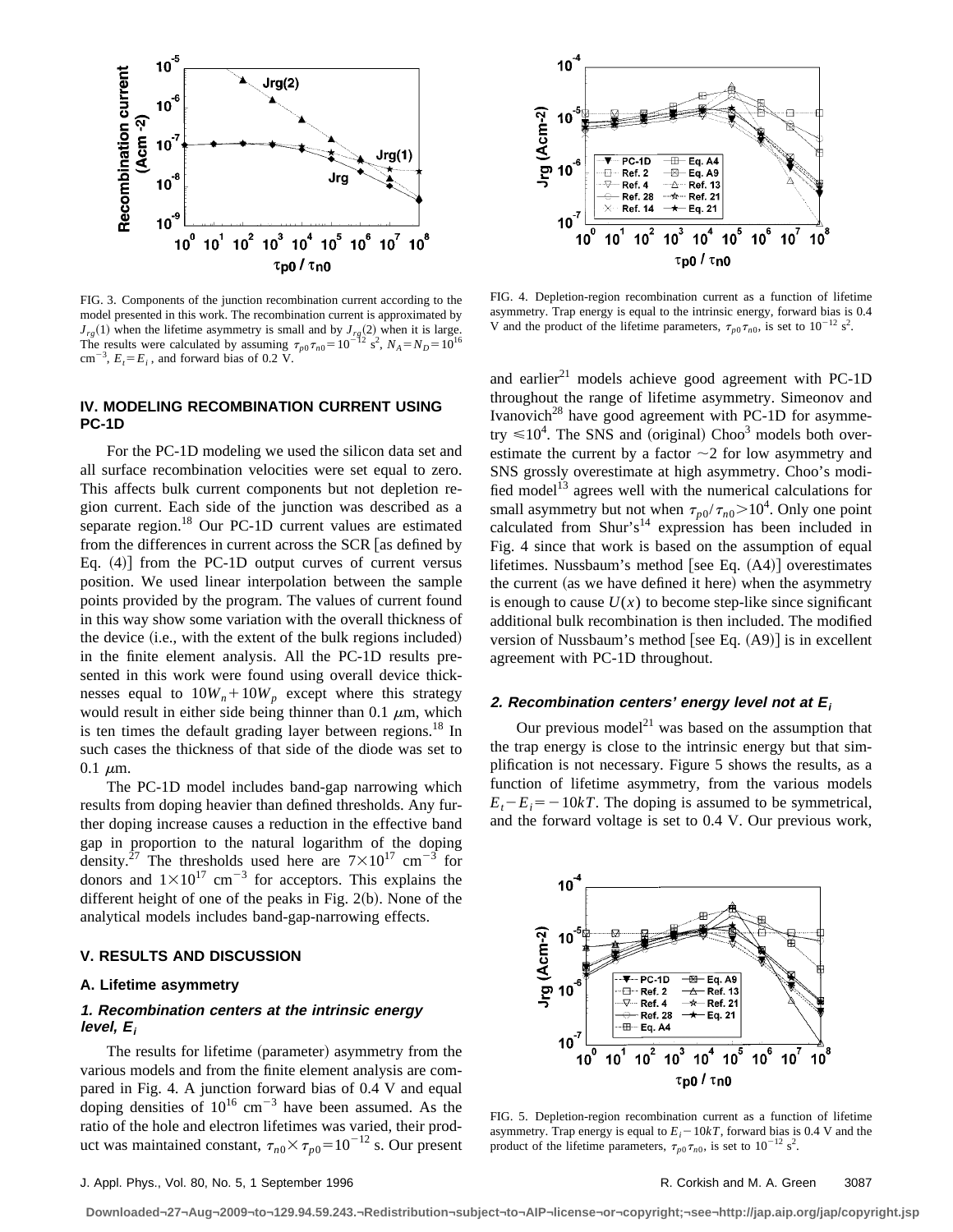Recombination current (Acm -2)

$10^{-5}$
$10^{-6}$
$10^{-7}$
$10^{-8}$
$10^{-9}$

Jrg(2)
Jrg(1)
Jrg

$10^0$ $10^1$ $10^2$ $10^3$ $10^4$ $10^5$ $10^6$ $10^7$ $10^8$

τp0 / τn0

FIG. 3. Components of the junction recombination current according to the model presented in this work. The recombination current is approximated by $J_{rg}(1)$ when the lifetime asymmetry is small and by $J_{rg}(2)$ when it is large. The results were calculated by assuming $\tau_{p0}\tau_{n0}=10^{-12}$ s$^2$, $N_A=N_D=10^{16}$ cm$^{-3}$, $E_t=E_i$, and forward bias of 0.2 V.

Jrg (Acm-2)

$10^{-4}$
$10^{-5}$
$10^{-6}$
$10^{-7}$

PC-1D
Ref. 2
Ref. 4
Ref. 28
Ref. 14
Eq. A4
Eq. A9
Ref. 13
Ref. 21
Eq. 21

$10^0$ $10^1$ $10^2$ $10^3$ $10^4$ $10^5$ $10^6$ $10^7$ $10^8$

τp0 / τn0

FIG. 4. Depletion-region recombination current as a function of lifetime asymmetry. Trap energy is equal to the intrinsic energy, forward bias is 0.4 V and the product of the lifetime parameters, $\tau_{p0}\tau_{n0}$, is set to $10^{-12}$ s$^2$.

## IV. MODELING RECOMBINATION CURRENT USING PC-1D

For the PC-1D modeling we used the silicon data set and all surface recombination velocities were set equal to zero. This affects bulk current components but not depletion region current. Each side of the junction was described as a separate region.[18] Our PC-1D current values are estimated from the differences in current across the SCR [as defined by Eq. (4)] from the PC-1D output curves of current versus position. We used linear interpolation between the sample points provided by the program. The values of current found in this way show some variation with the overall thickness of the device (i.e., with the extent of the bulk regions included) in the finite element analysis. All the PC-1D results presented in this work were found using overall device thicknesses equal to $10W_n+10W_p$ except where this strategy would result in either side being thinner than 0.1 $\mu$m, which is ten times the default grading layer between regions.[18] In such cases the thickness of that side of the diode was set to 0.1 $\mu$m.

The PC-1D model includes band-gap narrowing which results from doping heavier than defined thresholds. Any further doping increase causes a reduction in the effective band gap in proportion to the natural logarithm of the doping density.[27] The thresholds used here are $7\times10^{17}$ cm$^{-3}$ for donors and $1\times10^{17}$ cm$^{-3}$ for acceptors. This explains the different height of one of the peaks in Fig. 2(b). None of the analytical models includes band-gap-narrowing effects.

## V. RESULTS AND DISCUSSION

### A. Lifetime asymmetry

#### 1. Recombination centers at the intrinsic energy level, $E_i$

The results for lifetime (parameter) asymmetry from the various models and from the finite element analysis are compared in Fig. 4. A junction forward bias of 0.4 V and equal doping densities of $10^{16}$ cm$^{-3}$ have been assumed. As the ratio of the hole and electron lifetimes was varied, their product was maintained constant, $\tau_{n0}\times\tau_{p0}=10^{-12}$ s. Our present and earlier[21] models achieve good agreement with PC-1D throughout the range of lifetime asymmetry. Simeonov and Ivanovich[28] have good agreement with PC-1D for asymmetry $\leq10^4$. The SNS and (original) Choo[3] models both overestimate the current by a factor $\sim2$ for low asymmetry and SNS grossly overestimate at high asymmetry. Choo's modified model[13] agrees well with the numerical calculations for small asymmetry but not when $\tau_{p0}/\tau_{n0}>10^4$. Only one point calculated from Shur's[14] expression has been included in Fig. 4 since that work is based on the assumption of equal lifetimes. Nussbaum's method [see Eq. (A4)] overestimates the current (as we have defined it here) when the asymmetry is enough to cause $U(x)$ to become step-like since significant additional bulk recombination is then included. The modified version of Nussbaum's method [see Eq. (A9)] is in excellent agreement with PC-1D throughout.

#### 2. Recombination centers' energy level not at $E_i$

Our previous model[21] was based on the assumption that the trap energy is close to the intrinsic energy but that simplification is not necessary. Figure 5 shows the results, as a function of lifetime asymmetry, from the various models $E_t-E_i=-10kT$. The doping is assumed to be symmetrical, and the forward voltage is set to 0.4 V. Our previous work,

Jrg (Acm-2)

$10^{-4}$
$10^{-5}$
$10^{-6}$
$10^{-7}$

PC-1D
Ref. 2
Ref. 4
Ref. 28
Eq. A4
Eq. A9
Ref. 13
Ref. 21
Eq. 21

$10^0$ $10^1$ $10^2$ $10^3$ $10^4$ $10^5$ $10^6$ $10^7$ $10^8$

τp0 / τn0

FIG. 5. Depletion-region recombination current as a function of lifetime asymmetry. Trap energy is equal to $E_i-10kT$, forward bias is 0.4 V and the product of the lifetime parameters, $\tau_{p0}\tau_{n0}$, is set to $10^{-12}$ s$^2$.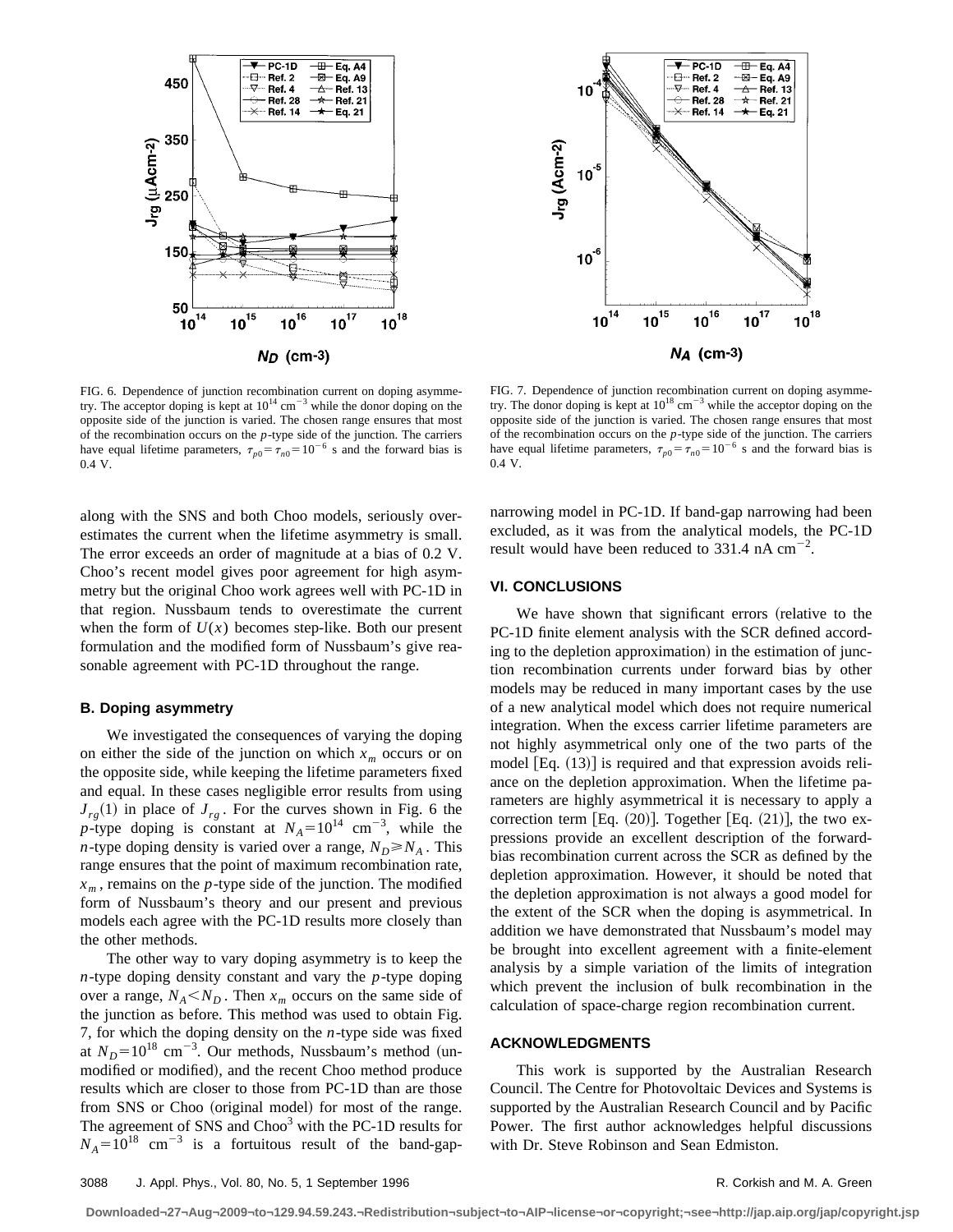PC-1D
Ref. 2
Ref. 4
Ref. 28
Ref. 14
Eq. A4
Eq. A9
Ref. 13
Ref. 21
Eq. 21

Jrg (μAcm-2)

450
350
250
150
50

$10^{14}$ $10^{15}$ $10^{16}$ $10^{17}$ $10^{18}$

$N_D$ (cm-3)

FIG. 6. Dependence of junction recombination current on doping asymmetry. The acceptor doping is kept at $10^{14}$ cm$^{-3}$ while the donor doping on the opposite side of the junction is varied. The chosen range ensures that most of the recombination occurs on the *p*-type side of the junction. The carriers have equal lifetime parameters, $\tau_{p0}=\tau_{n0}=10^{-6}$ s and the forward bias is 0.4 V.

PC-1D
Ref. 2
Ref. 4
Ref. 28
Ref. 14
Eq. A4
Eq. A9
Ref. 13
Ref. 21
Eq. 21

Jrg (Acm-2)

$10^{-4}$
$10^{-5}$
$10^{-6}$

$10^{14}$ $10^{15}$ $10^{16}$ $10^{17}$ $10^{18}$

$N_A$ (cm-3)

FIG. 7. Dependence of junction recombination current on doping asymmetry. The donor doping is kept at $10^{18}$ cm$^{-3}$ while the acceptor doping on the opposite side of the junction is varied. The chosen range ensures that most of the recombination occurs on the *p*-type side of the junction. The carriers have equal lifetime parameters, $\tau_{p0}=\tau_{n0}=10^{-6}$ s and the forward bias is 0.4 V.

along with the SNS and both Choo models, seriously overestimates the current when the lifetime asymmetry is small. The error exceeds an order of magnitude at a bias of 0.2 V. Choo's recent model gives poor agreement for high asymmetry but the original Choo work agrees well with PC-1D in that region. Nussbaum tends to overestimate the current when the form of $U(x)$ becomes step-like. Both our present formulation and the modified form of Nussbaum's give reasonable agreement with PC-1D throughout the range.

### B. Doping asymmetry

We investigated the consequences of varying the doping on either the side of the junction on which $x_m$ occurs or on the opposite side, while keeping the lifetime parameters fixed and equal. In these cases negligible error results from using $J_{rg}(1)$ in place of $J_{rg}$. For the curves shown in Fig. 6 the *p*-type doping is constant at $N_A=10^{14}$ cm$^{-3}$, while the *n*-type doping density is varied over a range, $N_D \geq N_A$. This range ensures that the point of maximum recombination rate, $x_m$, remains on the *p*-type side of the junction. The modified form of Nussbaum's theory and our present and previous models each agree with the PC-1D results more closely than the other methods.

The other way to vary doping asymmetry is to keep the *n*-type doping density constant and vary the *p*-type doping over a range, $N_A < N_D$. Then $x_m$ occurs on the same side of the junction as before. This method was used to obtain Fig. 7, for which the doping density on the *n*-type side was fixed at $N_D=10^{18}$ cm$^{-3}$. Our methods, Nussbaum's method (unmodified or modified), and the recent Choo method produce results which are closer to those from PC-1D than are those from SNS or Choo (original model) for most of the range. The agreement of SNS and Choo[3] with the PC-1D results for $N_A=10^{18}$ cm$^{-3}$ is a fortuitous result of the band-gap-narrowing model in PC-1D. If band-gap narrowing had been excluded, as it was from the analytical models, the PC-1D result would have been reduced to 331.4 nA cm$^{-2}$.

## VI. CONCLUSIONS

We have shown that significant errors (relative to the PC-1D finite element analysis with the SCR defined according to the depletion approximation) in the estimation of junction recombination currents under forward bias by other models may be reduced in many important cases by the use of a new analytical model which does not require numerical integration. When the excess carrier lifetime parameters are not highly asymmetrical only one of the two parts of the model [Eq. (13)] is required and that expression avoids reliance on the depletion approximation. When the lifetime parameters are highly asymmetrical it is necessary to apply a correction term [Eq. (20)]. Together [Eq. (21)], the two expressions provide an excellent description of the forward-bias recombination current across the SCR as defined by the depletion approximation. However, it should be noted that the depletion approximation is not always a good model for the extent of the SCR when the doping is asymmetrical. In addition we have demonstrated that Nussbaum's model may be brought into excellent agreement with a finite-element analysis by a simple variation of the limits of integration which prevent the inclusion of bulk recombination in the calculation of space-charge region recombination current.

## ACKNOWLEDGMENTS

This work is supported by the Australian Research Council. The Centre for Photovoltaic Devices and Systems is supported by the Australian Research Council and by Pacific Power. The first author acknowledges helpful discussions with Dr. Steve Robinson and Sean Edmiston.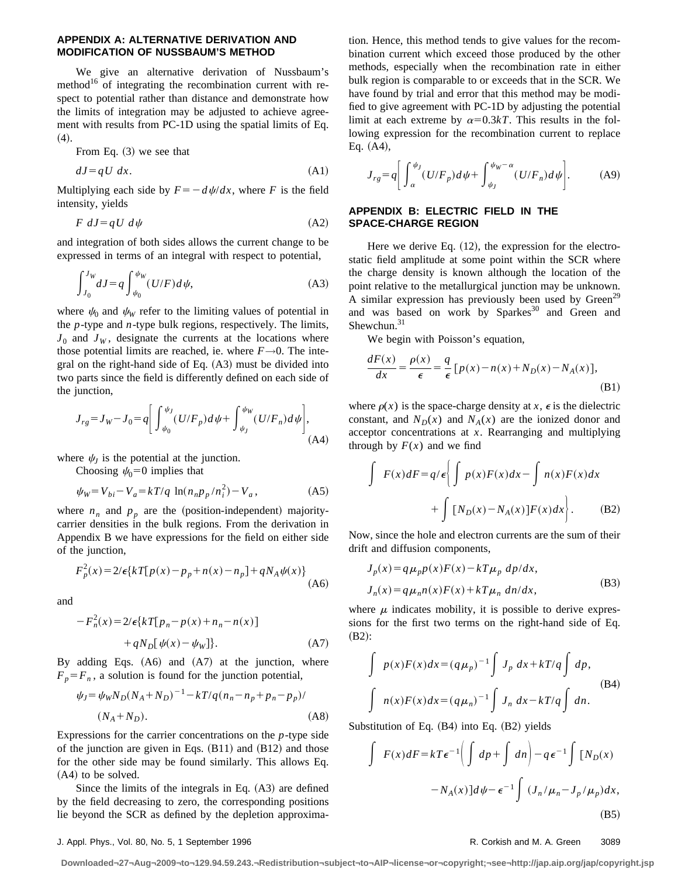## APPENDIX A: ALTERNATIVE DERIVATION AND MODIFICATION OF NUSSBAUM'S METHOD

We give an alternative derivation of Nussbaum's method[16] of integrating the recombination current with respect to potential rather than distance and demonstrate how the limits of integration may be adjusted to achieve agreement with results from PC-1D using the spatial limits of Eq. (4).

From Eq. (3) we see that

$$dJ = qU\ dx. \tag{A1}$$

Multiplying each side by $F = -d\psi/dx$, where $F$ is the field intensity, yields

$$F\ dJ = qU\ d\psi \tag{A2}$$

and integration of both sides allows the current change to be expressed in terms of an integral with respect to potential,

$$\int_{J_0}^{J_W} dJ = q\int_{\psi_0}^{\psi_W} (U/F)d\psi, \tag{A3}$$

where $\psi_0$ and $\psi_W$ refer to the limiting values of potential in the $p$-type and $n$-type bulk regions, respectively. The limits, $J_0$ and $J_W$, designate the currents at the locations where those potential limits are reached, ie. where $F \rightarrow 0$. The integral on the right-hand side of Eq. (A3) must be divided into two parts since the field is differently defined on each side of the junction,

$$J_{rg} = J_W - J_0 = q\left[\int_{\psi_0}^{\psi_J} (U/F_p)d\psi + \int_{\psi_J}^{\psi_W} (U/F_n)d\psi\right], \tag{A4}$$

where $\psi_J$ is the potential at the junction.

Choosing $\psi_0 = 0$ implies that

$$\psi_W = V_{bi} - V_a = kT/q\ \ln(n_n p_p/n_i^2) - V_a, \tag{A5}$$

where $n_n$ and $p_p$ are the (position-independent) majority-carrier densities in the bulk regions. From the derivation in Appendix B we have expressions for the field on either side of the junction,

$$F_p^2(x) = 2/\epsilon\{kT[p(x) - p_p + n(x) - n_p] + qN_A\psi(x)\} \tag{A6}$$

and

$$-F_n^2(x) = 2/\epsilon\{kT[p_n - p(x) + n_n - n(x)] + qN_D[\psi(x) - \psi_W]\}. \tag{A7}$$

By adding Eqs. (A6) and (A7) at the junction, where $F_p = F_n$, a solution is found for the junction potential,

$$\psi_J = \psi_W N_D(N_A + N_D)^{-1} - kT/q(n_n - n_p + p_n - p_p)/(N_A + N_D). \tag{A8}$$

Expressions for the carrier concentrations on the $p$-type side of the junction are given in Eqs. (B11) and (B12) and those for the other side may be found similarly. This allows Eq. (A4) to be solved.

Since the limits of the integrals in Eq. (A3) are defined by the field decreasing to zero, the corresponding positions lie beyond the SCR as defined by the depletion approximation. Hence, this method tends to give values for the recombination current which exceed those produced by the other methods, especially when the recombination rate in either bulk region is comparable to or exceeds that in the SCR. We have found by trial and error that this method may be modified to give agreement with PC-1D by adjusting the potential limit at each extreme by $\alpha = 0.3kT$. This results in the following expression for the recombination current to replace Eq. (A4),

$$J_{rg} = q\left[\int_{\alpha}^{\psi_J} (U/F_p)d\psi + \int_{\psi_J}^{\psi_W - \alpha} (U/F_n)d\psi\right]. \tag{A9}$$

## APPENDIX B: ELECTRIC FIELD IN THE SPACE-CHARGE REGION

Here we derive Eq. (12), the expression for the electrostatic field amplitude at some point within the SCR where the charge density is known although the location of the point relative to the metallurgical junction may be unknown. A similar expression has previously been used by Green[29] and was based on work by Sparkes[30] and Green and Shewchun.[31]

We begin with Poisson's equation,

$$\frac{dF(x)}{dx} = \frac{\rho(x)}{\epsilon} = \frac{q}{\epsilon}[p(x) - n(x) + N_D(x) - N_A(x)], \tag{B1}$$

where $\rho(x)$ is the space-charge density at $x$, $\epsilon$ is the dielectric constant, and $N_D(x)$ and $N_A(x)$ are the ionized donor and acceptor concentrations at $x$. Rearranging and multiplying through by $F(x)$ and we find

$$\int F(x)dF = q/\epsilon\left\{\int p(x)F(x)dx - \int n(x)F(x)dx + \int [N_D(x) - N_A(x)]F(x)dx\right\}. \tag{B2}$$

Now, since the hole and electron currents are the sum of their drift and diffusion components,

$$J_p(x) = q\mu_p p(x)F(x) - kT\mu_p\ dp/dx,$$
$$J_n(x) = q\mu_n n(x)F(x) + kT\mu_n\ dn/dx, \tag{B3}$$

where $\mu$ indicates mobility, it is possible to derive expressions for the first two terms on the right-hand side of Eq. (B2):

$$\int p(x)F(x)dx = (q\mu_p)^{-1}\int J_p\ dx + kT/q\int dp,$$
$$\int n(x)F(x)dx = (q\mu_n)^{-1}\int J_n\ dx - kT/q\int dn. \tag{B4}$$

Substitution of Eq. (B4) into Eq. (B2) yields

$$\int F(x)dF = kT\epsilon^{-1}\left(\int dp + \int dn\right) - q\epsilon^{-1}\int [N_D(x) - N_A(x)]d\psi - \epsilon^{-1}\int (J_n/\mu_n - J_p/\mu_p)dx, \tag{B5}$$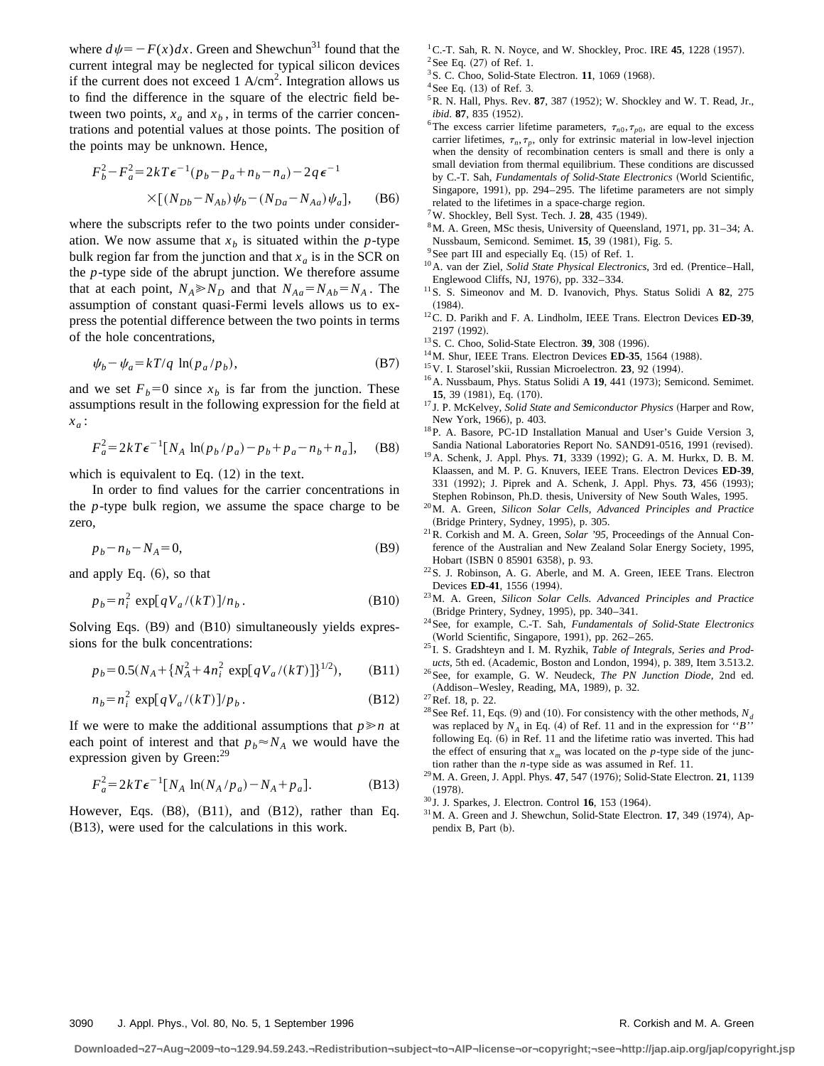where $d\psi = -F(x)dx$. Green and Shewchun[31] found that the current integral may be neglected for typical silicon devices if the current does not exceed 1 A/cm$^2$. Integration allows us to find the difference in the square of the electric field between two points, $x_a$ and $x_b$, in terms of the carrier concentrations and potential values at those points. The position of the points may be unknown. Hence,

$$F_b^2 - F_a^2 = 2kT\epsilon^{-1}(p_b - p_a + n_b - n_a) - 2q\epsilon^{-1} \times [(N_{Db} - N_{Ab})\psi_b - (N_{Da} - N_{Aa})\psi_a], \quad \text{(B6)}$$

where the subscripts refer to the two points under consideration. We now assume that $x_b$ is situated within the $p$-type bulk region far from the junction and that $x_a$ is in the SCR on the $p$-type side of the abrupt junction. We therefore assume that at each point, $N_A \gg N_D$ and that $N_{Aa} = N_{Ab} = N_A$. The assumption of constant quasi-Fermi levels allows us to express the potential difference between the two points in terms of the hole concentrations,

$$\psi_b - \psi_a = kT/q \ln(p_a/p_b), \quad \text{(B7)}$$

and we set $F_b = 0$ since $x_b$ is far from the junction. These assumptions result in the following expression for the field at $x_a$:

$$F_a^2 = 2kT\epsilon^{-1}[N_A \ln(p_b/p_a) - p_b + p_a - n_b + n_a], \quad \text{(B8)}$$

which is equivalent to Eq. (12) in the text.

In order to find values for the carrier concentrations in the $p$-type bulk region, we assume the space charge to be zero,

$$p_b - n_b - N_A = 0, \quad \text{(B9)}$$

and apply Eq. (6), so that

$$p_b = n_i^2 \exp[qV_a/(kT)]/n_b. \quad \text{(B10)}$$

Solving Eqs. (B9) and (B10) simultaneously yields expressions for the bulk concentrations:

$$p_b = 0.5(N_A + \{N_A^2 + 4n_i^2 \exp[qV_a/(kT)]\}^{1/2}), \quad \text{(B11)}$$

$$n_b = n_i^2 \exp[qV_a/(kT)]/p_b. \quad \text{(B12)}$$

If we were to make the additional assumptions that $p \gg n$ at each point of interest and that $p_b \approx N_A$ we would have the expression given by Green:[29]

$$F_a^2 = 2kT\epsilon^{-1}[N_A \ln(N_A/p_a) - N_A + p_a]. \quad \text{(B13)}$$

However, Eqs. (B8), (B11), and (B12), rather than Eq. (B13), were used for the calculations in this work.

[1] C.-T. Sah, R. N. Noyce, and W. Shockley, Proc. IRE **45**, 1228 (1957).
[2] See Eq. (27) of Ref. 1.
[3] S. C. Choo, Solid-State Electron. **11**, 1069 (1968).
[4] See Eq. (13) of Ref. 3.
[5] R. N. Hall, Phys. Rev. **87**, 387 (1952); W. Shockley and W. T. Read, Jr., *ibid.* **87**, 835 (1952).
[6] The excess carrier lifetime parameters, $\tau_{n0}, \tau_{p0}$, are equal to the excess carrier lifetimes, $\tau_n, \tau_p$, only for extrinsic material in low-level injection when the density of recombination centers is small and there is only a small deviation from thermal equilibrium. These conditions are discussed by C.-T. Sah, *Fundamentals of Solid-State Electronics* (World Scientific, Singapore, 1991), pp. 294–295. The lifetime parameters are not simply related to the lifetimes in a space-charge region.
[7] W. Shockley, Bell Syst. Tech. J. **28**, 435 (1949).
[8] M. A. Green, MSc thesis, University of Queensland, 1971, pp. 31–34; A. Nussbaum, Semicond. Semimet. **15**, 39 (1981), Fig. 5.
[9] See part III and especially Eq. (15) of Ref. 1.
[10] A. van der Ziel, *Solid State Physical Electronics*, 3rd ed. (Prentice–Hall, Englewood Cliffs, NJ, 1976), pp. 332–334.
[11] S. S. Simeonov and M. D. Ivanovich, Phys. Status Solidi A **82**, 275 (1984).
[12] C. D. Parikh and F. A. Lindholm, IEEE Trans. Electron Devices **ED-39**, 2197 (1992).
[13] S. C. Choo, Solid-State Electron. **39**, 308 (1996).
[14] M. Shur, IEEE Trans. Electron Devices **ED-35**, 1564 (1988).
[15] V. I. Starosel'skii, Russian Microelectron. **23**, 92 (1994).
[16] A. Nussbaum, Phys. Status Solidi A **19**, 441 (1973); Semicond. Semimet. **15**, 39 (1981), Eq. (170).
[17] J. P. McKelvey, *Solid State and Semiconductor Physics* (Harper and Row, New York, 1966), p. 403.
[18] P. A. Basore, PC-1D Installation Manual and User's Guide Version 3, Sandia National Laboratories Report No. SAND91-0516, 1991 (revised).
[19] A. Schenk, J. Appl. Phys. **71**, 3339 (1992); G. A. M. Hurkx, D. B. M. Klaassen, and M. P. G. Knuvers, IEEE Trans. Electron Devices **ED-39**, 331 (1992); J. Piprek and A. Schenk, J. Appl. Phys. **73**, 456 (1993); Stephen Robinson, Ph.D. thesis, University of New South Wales, 1995.
[20] M. A. Green, *Silicon Solar Cells, Advanced Principles and Practice* (Bridge Printery, Sydney, 1995), p. 305.
[21] R. Corkish and M. A. Green, *Solar '95*, Proceedings of the Annual Conference of the Australian and New Zealand Solar Energy Society, 1995, Hobart (ISBN 0 85901 6358), p. 93.
[22] S. J. Robinson, A. G. Aberle, and M. A. Green, IEEE Trans. Electron Devices **ED-41**, 1556 (1994).
[23] M. A. Green, *Silicon Solar Cells. Advanced Principles and Practice* (Bridge Printery, Sydney, 1995), pp. 340–341.
[24] See, for example, C.-T. Sah, *Fundamentals of Solid-State Electronics* (World Scientific, Singapore, 1991), pp. 262–265.
[25] I. S. Gradshteyn and I. M. Ryzhik, *Table of Integrals, Series and Products*, 5th ed. (Academic, Boston and London, 1994), p. 389, Item 3.513.2.
[26] See, for example, G. W. Neudeck, *The PN Junction Diode*, 2nd ed. (Addison–Wesley, Reading, MA, 1989), p. 32.
[27] Ref. 18, p. 22.
[28] See Ref. 11, Eqs. (9) and (10). For consistency with the other methods, $N_d$ was replaced by $N_A$ in Eq. (4) of Ref. 11 and in the expression for ''$B$'' following Eq. (6) in Ref. 11 and the lifetime ratio was inverted. This had the effect of ensuring that $x_m$ was located on the $p$-type side of the junction rather than the $n$-type side as was assumed in Ref. 11.
[29] M. A. Green, J. Appl. Phys. **47**, 547 (1976); Solid-State Electron. **21**, 1139 (1978).
[30] J. J. Sparkes, J. Electron. Control **16**, 153 (1964).
[31] M. A. Green and J. Shewchun, Solid-State Electron. **17**, 349 (1974), Appendix B, Part (b).